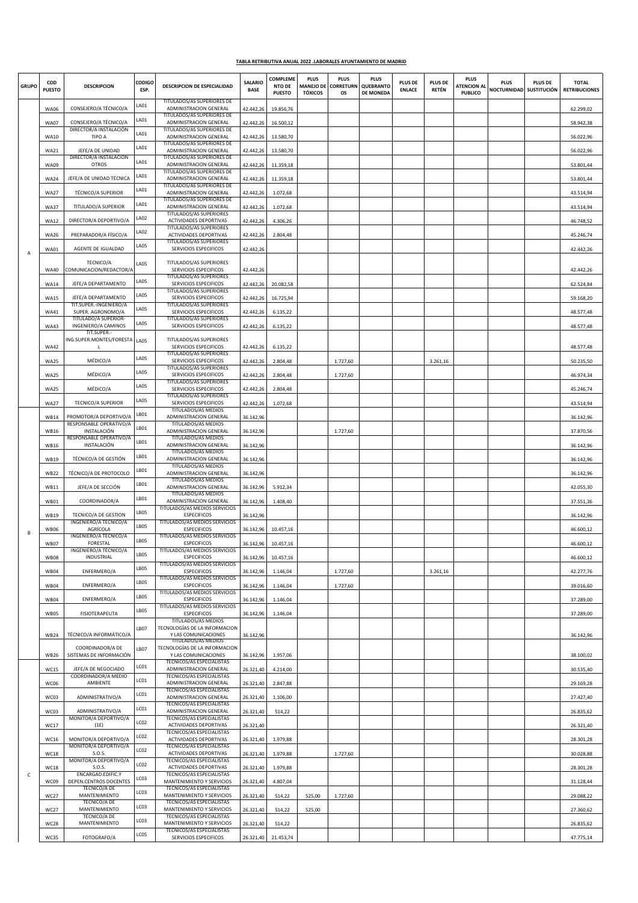**TABLA RETRIBUTIVA ANUAL 2022 .LABORALES AYUNTAMIENTO DE MADRID**

| GRUPO | COD PUESTO | DESCRIPCION | CODIGO ESP. | DESCRIPCION DE ESPECIALIDAD | SALARIO BASE | COMPLEMENTO DE PUESTO | PLUS MANEJO DE TÓXICOS | PLUS CORRETURNOS | PLUS QUEBRANTO DE MONEDA | PLUS DE ENLACE | PLUS DE RETÉN | PLUS ATENCION AL PUBLICO | PLUS NOCTURNIDAD | PLUS DE SUSTITUCIÓN | TOTAL RETRIBUCIONES |
|---|---|---|---|---|---|---|---|---|---|---|---|---|---|---|---|
| A | WA06 | CONSEJERO/A TÉCNICO/A | LA01 | TITULADOS/AS SUPERIORES DE ADMINISTRACION GENERAL | 42.442,26 | 19.856,76 | | | | | | | | | 62.299,02 |
| | WA07 | CONSEJERO/A TÉCNICO/A | LA01 | TITULADOS/AS SUPERIORES DE ADMINISTRACION GENERAL | 42.442,26 | 16.500,12 | | | | | | | | | 58.942,38 |
| | WA10 | DIRECTOR/A INSTALACIÓN TIPO A | LA01 | TITULADOS/AS SUPERIORES DE ADMINISTRACION GENERAL | 42.442,26 | 13.580,70 | | | | | | | | | 56.022,96 |
| | WA21 | JEFE/A DE UNIDAD | LA01 | TITULADOS/AS SUPERIORES DE ADMINISTRACION GENERAL | 42.442,26 | 13.580,70 | | | | | | | | | 56.022,96 |
| | WA09 | DIRECTOR/A INSTALACION OTROS | LA01 | TITULADOS/AS SUPERIORES DE ADMINISTRACION GENERAL | 42.442,26 | 11.359,18 | | | | | | | | | 53.801,44 |
| | WA24 | JEFE/A DE UNIDAD TÉCNICA | LA01 | TITULADOS/AS SUPERIORES DE ADMINISTRACION GENERAL | 42.442,26 | 11.359,18 | | | | | | | | | 53.801,44 |
| | WA27 | TÉCNICO/A SUPERIOR | LA01 | TITULADOS/AS SUPERIORES DE ADMINISTRACION GENERAL | 42.442,26 | 1.072,68 | | | | | | | | | 43.514,94 |
| | WA37 | TITULADO/A SUPERIOR | LA01 | TITULADOS/AS SUPERIORES DE ADMINISTRACION GENERAL | 42.442,26 | 1.072,68 | | | | | | | | | 43.514,94 |
| | WA12 | DIRECTOR/A DEPORTIVO/A | LA02 | TITULADOS/AS SUPERIORES ACTIVIDADES DEPORTIVAS | 42.442,26 | 4.306,26 | | | | | | | | | 46.748,52 |
| | WA26 | PREPARADOR/A FÍSICO/A | LA02 | TITULADOS/AS SUPERIORES ACTIVIDADES DEPORTIVAS | 42.442,26 | 2.804,48 | | | | | | | | | 45.246,74 |
| | WA01 | AGENTE DE IGUALDAD | LA05 | TITULADOS/AS SUPERIORES SERVICIOS ESPECIFICOS | 42.442,26 | | | | | | | | | | 42.442,26 |
| | WA40 | TECNICO/A COMUNICACION/REDACTOR/A | LA05 | TITULADOS/AS SUPERIORES SERVICIOS ESPECIFICOS | 42.442,26 | | | | | | | | | | 42.442,26 |
| | WA14 | JEFE/A DEPARTAMENTO | LA05 | TITULADOS/AS SUPERIORES SERVICIOS ESPECIFICOS | 42.442,26 | 20.082,58 | | | | | | | | | 62.524,84 |
| | WA15 | JEFE/A DEPARTAMENTO | LA05 | TITULADOS/AS SUPERIORES SERVICIOS ESPECIFICOS | 42.442,26 | 16.725,94 | | | | | | | | | 59.168,20 |
| | WA41 | TIT.SUPER.-INGENIERO/A SUPER. AGRONOMO/A | LA05 | TITULADOS/AS SUPERIORES SERVICIOS ESPECIFICOS | 42.442,26 | 6.135,22 | | | | | | | | | 48.577,48 |
| | WA43 | TITULADO/A SUPERIOR-INGENIERO/A CAMINOS | LA05 | TITULADOS/AS SUPERIORES SERVICIOS ESPECIFICOS | 42.442,26 | 6.135,22 | | | | | | | | | 48.577,48 |
| | WA42 | TIT.SUPER.-ING.SUPER.MONTES/FORESTAL | LA05 | TITULADOS/AS SUPERIORES SERVICIOS ESPECIFICOS | 42.442,26 | 6.135,22 | | | | | | | | | 48.577,48 |
| | WA25 | MÉDICO/A | LA05 | TITULADOS/AS SUPERIORES SERVICIOS ESPECIFICOS | 42.442,26 | 2.804,48 | | 1.727,60 | | | 3.261,16 | | | | 50.235,50 |
| | WA25 | MÉDICO/A | LA05 | TITULADOS/AS SUPERIORES SERVICIOS ESPECIFICOS | 42.442,26 | 2.804,48 | | 1.727,60 | | | | | | | 46.974,34 |
| | WA25 | MÉDICO/A | LA05 | TITULADOS/AS SUPERIORES SERVICIOS ESPECIFICOS | 42.442,26 | 2.804,48 | | | | | | | | | 45.246,74 |
| | WA27 | TECNICO/A SUPERIOR | LA05 | TITULADOS/AS SUPERIORES SERVICIOS ESPECIFICOS | 42.442,26 | 1.072,68 | | | | | | | | | 43.514,94 |
| B | WB14 | PROMOTOR/A DEPORTIVO/A | LB01 | TITULADOS/AS MEDIOS ADMINISTRACION GENERAL | 36.142,96 | | | | | | | | | | 36.142,96 |
| | WB16 | RESPONSABLE OPERATIVO/A INSTALACIÓN | LB01 | TITULADOS/AS MEDIOS ADMINISTRACION GENERAL | 36.142,96 | | | 1.727,60 | | | | | | | 37.870,56 |
| | WB16 | RESPONSABLE OPERATIVO/A INSTALACIÓN | LB01 | TITULADOS/AS MEDIOS ADMINISTRACION GENERAL | 36.142,96 | | | | | | | | | | 36.142,96 |
| | WB19 | TÉCNICO/A DE GESTIÓN | LB01 | TITULADOS/AS MEDIOS ADMINISTRACION GENERAL | 36.142,96 | | | | | | | | | | 36.142,96 |
| | WB22 | TÉCNICO/A DE PROTOCOLO | LB01 | TITULADOS/AS MEDIOS ADMINISTRACION GENERAL | 36.142,96 | | | | | | | | | | 36.142,96 |
| | WB11 | JEFE/A DE SECCIÓN | LB01 | TITULADOS/AS MEDIOS ADMINISTRACION GENERAL | 36.142,96 | 5.912,34 | | | | | | | | | 42.055,30 |
| | WB01 | COORDINADOR/A | LB01 | TITULADOS/AS MEDIOS ADMINISTRACION GENERAL | 36.142,96 | 1.408,40 | | | | | | | | | 37.551,36 |
| | WB19 | TECNICO/A DE GESTION | LB05 | TITULADOS/AS MEDIOS SERVICIOS ESPECIFICOS | 36.142,96 | | | | | | | | | | 36.142,96 |
| | WB06 | INGENIERO/A TÉCNICO/A AGRÍCOLA | LB05 | TITULADOS/AS MEDIOS SERVICIOS ESPECIFICOS | 36.142,96 | 10.457,16 | | | | | | | | | 46.600,12 |
| | WB07 | INGENIERO/A TÉCNICO/A FORESTAL | LB05 | TITULADOS/AS MEDIOS SERVICIOS ESPECIFICOS | 36.142,96 | 10.457,16 | | | | | | | | | 46.600,12 |
| | WB08 | INGENIERO/A TÉCNICO/A INDUSTRIAL | LB05 | TITULADOS/AS MEDIOS SERVICIOS ESPECIFICOS | 36.142,96 | 10.457,16 | | | | | | | | | 46.600,12 |
| | WB04 | ENFERMERO/A | LB05 | TITULADOS/AS MEDIOS SERVICIOS ESPECIFICOS | 36.142,96 | 1.146,04 | | 1.727,60 | | | 3.261,16 | | | | 42.277,76 |
| | WB04 | ENFERMERO/A | LB05 | TITULADOS/AS MEDIOS SERVICIOS ESPECIFICOS | 36.142,96 | 1.146,04 | | 1.727,60 | | | | | | | 39.016,60 |
| | WB04 | ENFERMERO/A | LB05 | TITULADOS/AS MEDIOS SERVICIOS ESPECIFICOS | 36.142,96 | 1.146,04 | | | | | | | | | 37.289,00 |
| | WB05 | FISIOTERAPEUTA | LB05 | TITULADOS/AS MEDIOS SERVICIOS ESPECIFICOS | 36.142,96 | 1.146,04 | | | | | | | | | 37.289,00 |
| | WB24 | TÉCNICO/A INFORMÁTICO/A | LB07 | TITULADOS/AS MEDIOS TECNOLOGÍAS DE LA INFORMACION Y LAS COMUNICACIONES | 36.142,96 | | | | | | | | | | 36.142,96 |
| | WB26 | COORDINADOR/A DE SISTEMAS DE INFORMACIÓN | LB07 | TITULADOS/AS MEDIOS TECNOLOGÍAS DE LA INFORMACION Y LAS COMUNICACIONES | 36.142,96 | 1.957,06 | | | | | | | | | 38.100,02 |
| C | WC15 | JEFE/A DE NEGOCIADO | LC01 | TECNICOS/AS ESPECIALISTAS ADMINISTRACION GENERAL | 26.321,40 | 4.214,00 | | | | | | | | | 30.535,40 |
| | WC06 | COORDINADOR/A MEDIO AMBIENTE | LC01 | TECNICOS/AS ESPECIALISTAS ADMINISTRACION GENERAL | 26.321,40 | 2.847,88 | | | | | | | | | 29.169,28 |
| | WC03 | ADMINISTRATIVO/A | LC01 | TECNICOS/AS ESPECIALISTAS ADMINISTRACION GENERAL | 26.321,40 | 1.106,00 | | | | | | | | | 27.427,40 |
| | WC03 | ADMINISTRATIVO/A | LC01 | TECNICOS/AS ESPECIALISTAS ADMINISTRACION GENERAL | 26.321,40 | 514,22 | | | | | | | | | 26.835,62 |
| | WC17 | MONITOR/A DEPORTIVO/A (1E) | LC02 | TECNICOS/AS ESPECIALISTAS ACTIVIDADES DEPORTIVAS | 26.321,40 | | | | | | | | | | 26.321,40 |
| | WC16 | MONITOR/A DEPORTIVO/A | LC02 | TECNICOS/AS ESPECIALISTAS ACTIVIDADES DEPORTIVAS | 26.321,40 | 1.979,88 | | | | | | | | | 28.301,28 |
| | WC18 | MONITOR/A DEPORTIVO/A S.O.S. | LC02 | TECNICOS/AS ESPECIALISTAS ACTIVIDADES DEPORTIVAS | 26.321,40 | 1.979,88 | | 1.727,60 | | | | | | | 30.028,88 |
| | WC18 | MONITOR/A DEPORTIVO/A S.O.S. | LC02 | TECNICOS/AS ESPECIALISTAS ACTIVIDADES DEPORTIVAS | 26.321,40 | 1.979,88 | | | | | | | | | 28.301,28 |
| | WC09 | ENCARGAD.EDIFIC.Y DEPEN.CENTROS DOCENTES | LC03 | TECNICOS/AS ESPECIALISTAS MANTENIMIENTO Y SERVICIOS | 26.321,40 | 4.807,04 | | | | | | | | | 31.128,44 |
| | WC27 | TECNICO/A DE MANTENIMIENTO | LC03 | TECNICOS/AS ESPECIALISTAS MANTENIMIENTO Y SERVICIOS | 26.321,40 | 514,22 | 525,00 | 1.727,60 | | | | | | | 29.088,22 |
| | WC27 | TECNICO/A DE MANTENIMIENTO | LC03 | TECNICOS/AS ESPECIALISTAS MANTENIMIENTO Y SERVICIOS | 26.321,40 | 514,22 | 525,00 | | | | | | | | 27.360,62 |
| | WC28 | TECNICO/A DE MANTENIMIENTO | LC03 | TECNICOS/AS ESPECIALISTAS MANTENIMIENTO Y SERVICIOS | 26.321,40 | 514,22 | | | | | | | | | 26.835,62 |
| | WC35 | FOTOGRAFO/A | LC05 | TECNICOS/AS ESPECIALISTAS SERVICIOS ESPECIFICOS | 26.321,40 | 21.453,74 | | | | | | | | | 47.775,14 |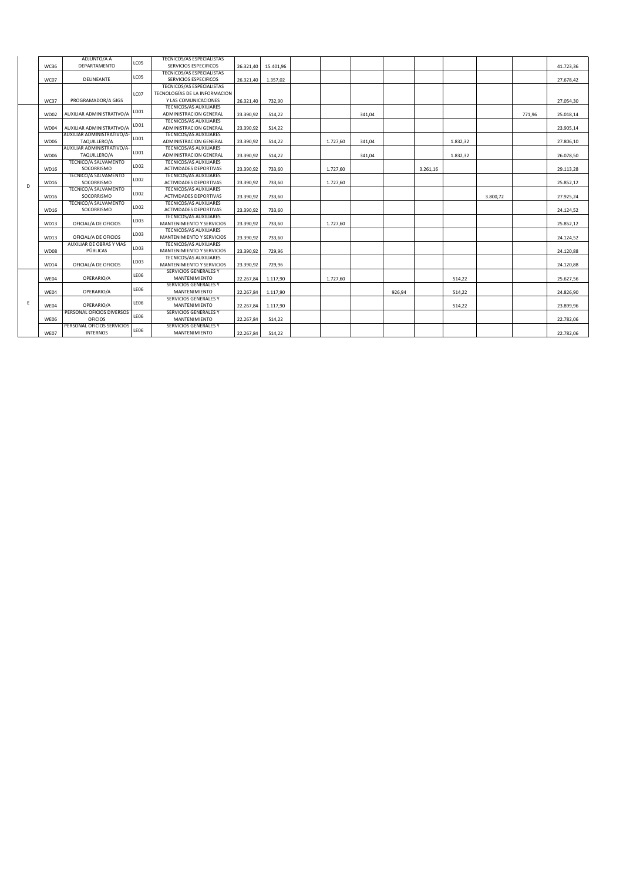| | | | | | | | | | | | | | | | |
|---|---|---|---|---|---|---|---|---|---|---|---|---|---|---|---|
| | WC36 | ADJUNTO/A A DEPARTAMENTO | LC05 | TECNICOS/AS ESPECIALISTAS SERVICIOS ESPECIFICOS | 26.321,40 | 15.401,96 | | | | | | | | | 41.723,36 |
| | WC07 | DELINEANTE | LC05 | TECNICOS/AS ESPECIALISTAS SERVICIOS ESPECIFICOS | 26.321,40 | 1.357,02 | | | | | | | | | 27.678,42 |
| | WC37 | PROGRAMADOR/A GIGS | LC07 | TECNICOS/AS ESPECIALISTAS TECNOLOGÍAS DE LA INFORMACION Y LAS COMUNICACIONES | 26.321,40 | 732,90 | | | | | | | | | 27.054,30 |
| | WD02 | AUXILIAR ADMINISTRATIVO/A | LD01 | TECNICOS/AS AUXILIARES ADMINISTRACION GENERAL | 23.390,92 | 514,22 | | | 341,04 | | | | | 771,96 | 25.018,14 |
| | WD04 | AUXILIAR ADMINISTRATIVO/A | LD01 | TECNICOS/AS AUXILIARES ADMINISTRACION GENERAL | 23.390,92 | 514,22 | | | | | | | | | 23.905,14 |
| | WD06 | AUXILIAR ADMINISTRATIVO/A-TAQUILLERO/A | LD01 | TECNICOS/AS AUXILIARES ADMINISTRACION GENERAL | 23.390,92 | 514,22 | | 1.727,60 | 341,04 | | | 1.832,32 | | | 27.806,10 |
| | WD06 | AUXILIAR ADMINISTRATIVO/A-TAQUILLERO/A | LD01 | TECNICOS/AS AUXILIARES ADMINISTRACION GENERAL | 23.390,92 | 514,22 | | | 341,04 | | | 1.832,32 | | | 26.078,50 |
| | WD16 | TÉCNICO/A SALVAMENTO SOCORRISMO | LD02 | TECNICOS/AS AUXILIARES ACTIVIDADES DEPORTIVAS | 23.390,92 | 733,60 | | 1.727,60 | | | 3.261,16 | | | | 29.113,28 |
| D | WD16 | TÉCNICO/A SALVAMENTO SOCORRISMO | LD02 | TECNICOS/AS AUXILIARES ACTIVIDADES DEPORTIVAS | 23.390,92 | 733,60 | | 1.727,60 | | | | | | | 25.852,12 |
| | WD16 | TÉCNICO/A SALVAMENTO SOCORRISMO | LD02 | TECNICOS/AS AUXILIARES ACTIVIDADES DEPORTIVAS | 23.390,92 | 733,60 | | | | | | | 3.800,72 | | 27.925,24 |
| | WD16 | TÉCNICO/A SALVAMENTO SOCORRISMO | LD02 | TECNICOS/AS AUXILIARES ACTIVIDADES DEPORTIVAS | 23.390,92 | 733,60 | | | | | | | | | 24.124,52 |
| | WD13 | OFICIAL/A DE OFICIOS | LD03 | TECNICOS/AS AUXILIARES MANTENIMIENTO Y SERVICIOS | 23.390,92 | 733,60 | | 1.727,60 | | | | | | | 25.852,12 |
| | WD13 | OFICIAL/A DE OFICIOS | LD03 | TECNICOS/AS AUXILIARES MANTENIMIENTO Y SERVICIOS | 23.390,92 | 733,60 | | | | | | | | | 24.124,52 |
| | WD08 | AUXILIAR DE OBRAS Y VÍAS PÚBLICAS | LD03 | TECNICOS/AS AUXILIARES MANTENIMIENTO Y SERVICIOS | 23.390,92 | 729,96 | | | | | | | | | 24.120,88 |
| | WD14 | OFICIAL/A DE OFICIOS | LD03 | TECNICOS/AS AUXILIARES MANTENIMIENTO Y SERVICIOS | 23.390,92 | 729,96 | | | | | | | | | 24.120,88 |
| | WE04 | OPERARIO/A | LE06 | SERVICIOS GENERALES Y MANTENIMIENTO | 22.267,84 | 1.117,90 | | 1.727,60 | | | | 514,22 | | | 25.627,56 |
| | WE04 | OPERARIO/A | LE06 | SERVICIOS GENERALES Y MANTENIMIENTO | 22.267,84 | 1.117,90 | | | | 926,94 | | 514,22 | | | 24.826,90 |
| E | WE04 | OPERARIO/A | LE06 | SERVICIOS GENERALES Y MANTENIMIENTO | 22.267,84 | 1.117,90 | | | | | | 514,22 | | | 23.899,96 |
| | WE06 | PERSONAL OFICIOS DIVERSOS OFICIOS | LE06 | SERVICIOS GENERALES Y MANTENIMIENTO | 22.267,84 | 514,22 | | | | | | | | | 22.782,06 |
| | WE07 | PERSONAL OFICIOS SERVICIOS INTERNOS | LE06 | SERVICIOS GENERALES Y MANTENIMIENTO | 22.267,84 | 514,22 | | | | | | | | | 22.782,06 |